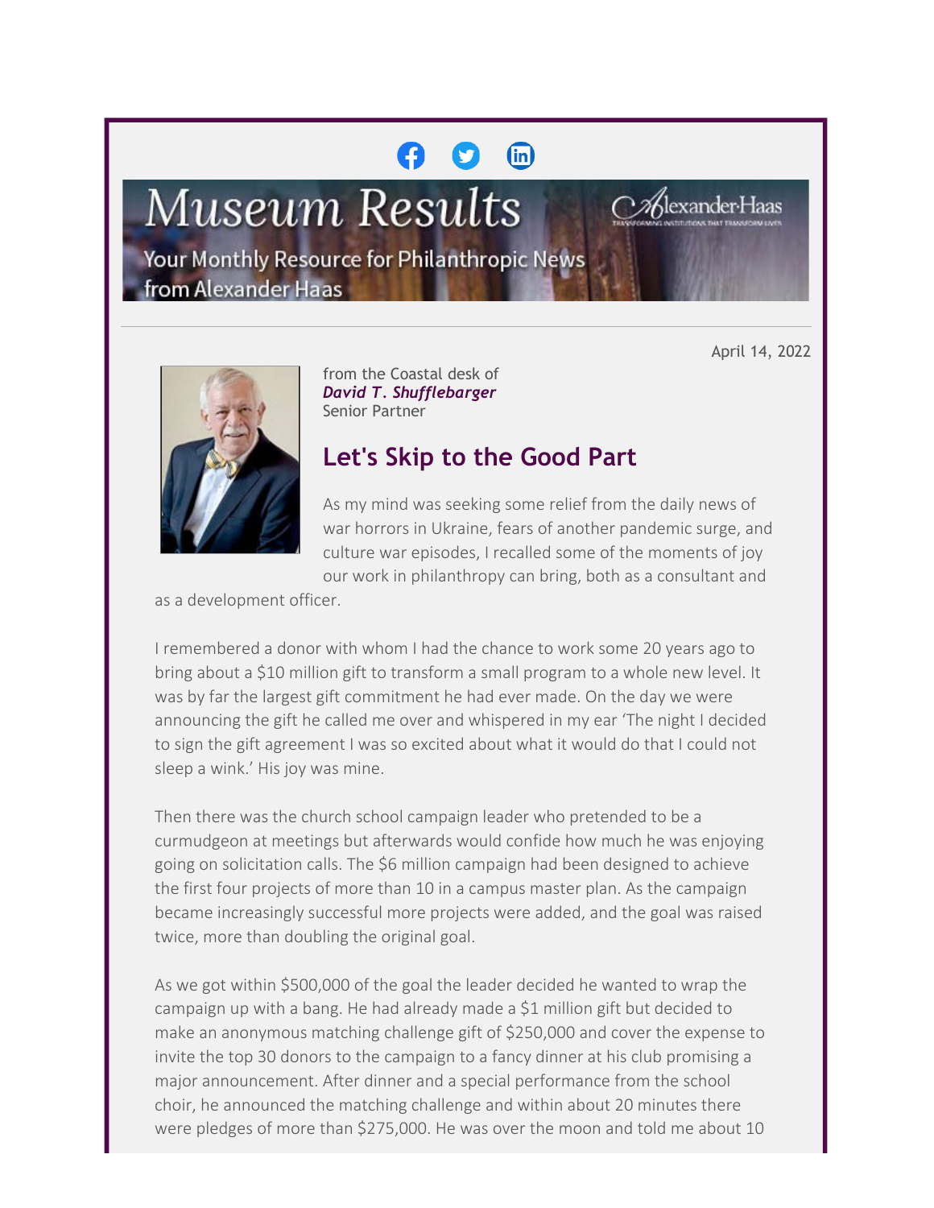# Museum Results

Your Monthly Resource for Philanthropic News from Alexander Haas

April 14, 2022

from the Coastal desk of
***David T. Shufflebarger***
Senior Partner

## Let's Skip to the Good Part

As my mind was seeking some relief from the daily news of war horrors in Ukraine, fears of another pandemic surge, and culture war episodes, I recalled some of the moments of joy our work in philanthropy can bring, both as a consultant and as a development officer.

I remembered a donor with whom I had the chance to work some 20 years ago to bring about a $10 million gift to transform a small program to a whole new level. It was by far the largest gift commitment he had ever made. On the day we were announcing the gift he called me over and whispered in my ear 'The night I decided to sign the gift agreement I was so excited about what it would do that I could not sleep a wink.' His joy was mine.

Then there was the church school campaign leader who pretended to be a curmudgeon at meetings but afterwards would confide how much he was enjoying going on solicitation calls. The $6 million campaign had been designed to achieve the first four projects of more than 10 in a campus master plan. As the campaign became increasingly successful more projects were added, and the goal was raised twice, more than doubling the original goal.

As we got within $500,000 of the goal the leader decided he wanted to wrap the campaign up with a bang. He had already made a $1 million gift but decided to make an anonymous matching challenge gift of $250,000 and cover the expense to invite the top 30 donors to the campaign to a fancy dinner at his club promising a major announcement. After dinner and a special performance from the school choir, he announced the matching challenge and within about 20 minutes there were pledges of more than $275,000. He was over the moon and told me about 10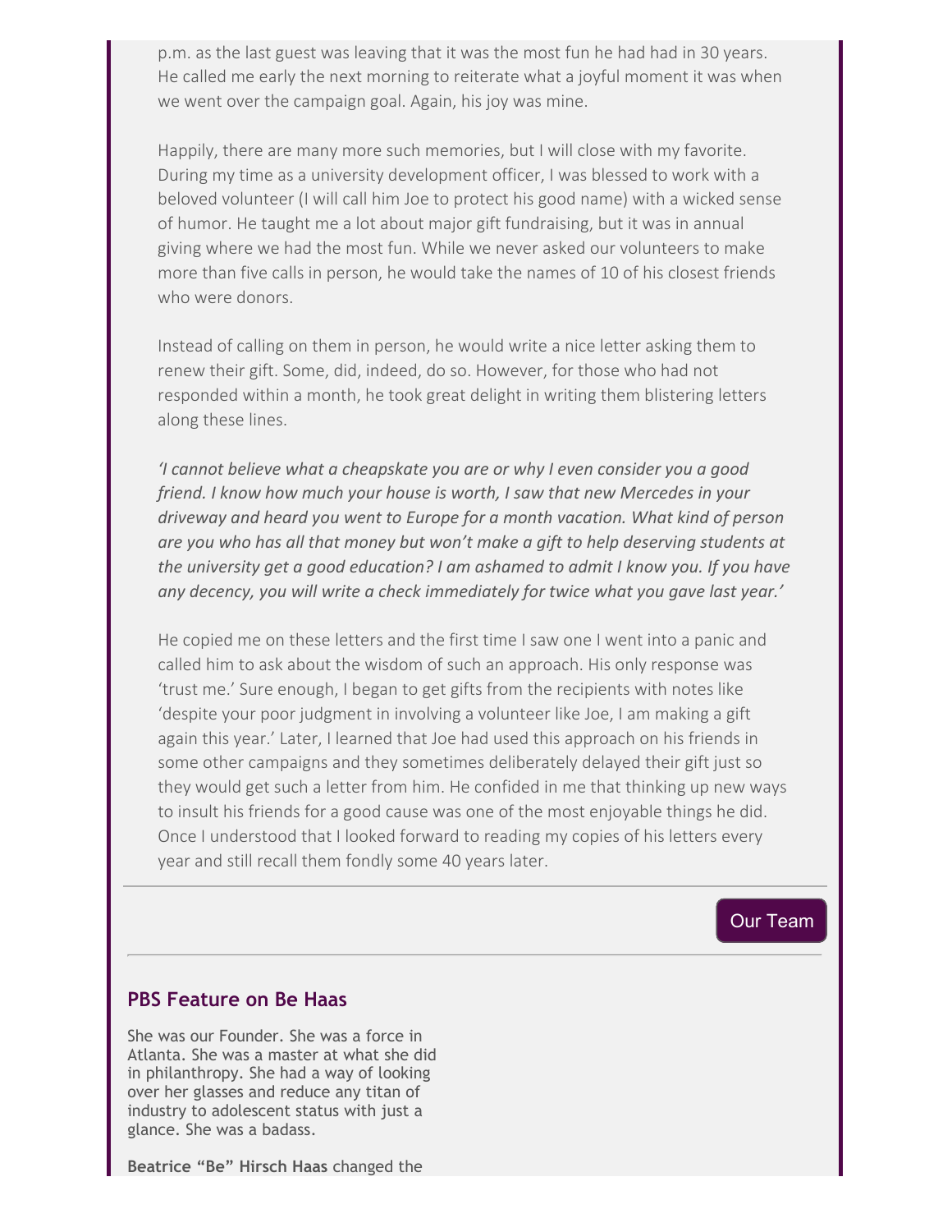p.m. as the last guest was leaving that it was the most fun he had had in 30 years. He called me early the next morning to reiterate what a joyful moment it was when we went over the campaign goal. Again, his joy was mine.

Happily, there are many more such memories, but I will close with my favorite. During my time as a university development officer, I was blessed to work with a beloved volunteer (I will call him Joe to protect his good name) with a wicked sense of humor. He taught me a lot about major gift fundraising, but it was in annual giving where we had the most fun. While we never asked our volunteers to make more than five calls in person, he would take the names of 10 of his closest friends who were donors.

Instead of calling on them in person, he would write a nice letter asking them to renew their gift. Some, did, indeed, do so. However, for those who had not responded within a month, he took great delight in writing them blistering letters along these lines.

*'I cannot believe what a cheapskate you are or why I even consider you a good friend. I know how much your house is worth, I saw that new Mercedes in your driveway and heard you went to Europe for a month vacation. What kind of person are you who has all that money but won't make a gift to help deserving students at the university get a good education? I am ashamed to admit I know you. If you have any decency, you will write a check immediately for twice what you gave last year.'*

He copied me on these letters and the first time I saw one I went into a panic and called him to ask about the wisdom of such an approach. His only response was 'trust me.' Sure enough, I began to get gifts from the recipients with notes like 'despite your poor judgment in involving a volunteer like Joe, I am making a gift again this year.' Later, I learned that Joe had used this approach on his friends in some other campaigns and they sometimes deliberately delayed their gift just so they would get such a letter from him. He confided in me that thinking up new ways to insult his friends for a good cause was one of the most enjoyable things he did. Once I understood that I looked forward to reading my copies of his letters every year and still recall them fondly some 40 years later.

---

Our Team

---

## PBS Feature on Be Haas

She was our Founder. She was a force in Atlanta. She was a master at what she did in philanthropy. She had a way of looking over her glasses and reduce any titan of industry to adolescent status with just a glance. She was a badass.

**Beatrice "Be" Hirsch Haas** changed the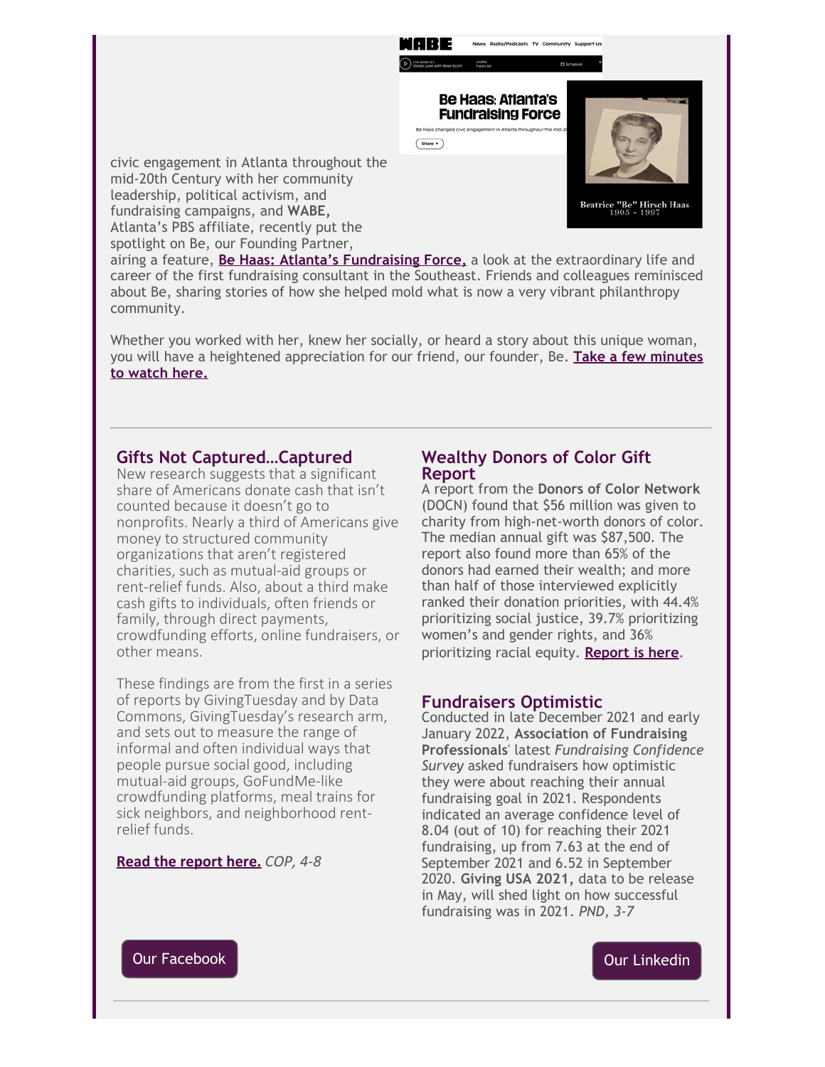civic engagement in Atlanta throughout the mid-20th Century with her community leadership, political activism, and fundraising campaigns, and **WABE,** Atlanta's PBS affiliate, recently put the spotlight on Be, our Founding Partner, airing a feature, **Be Haas: Atlanta's Fundraising Force,** a look at the extraordinary life and career of the first fundraising consultant in the Southeast. Friends and colleagues reminisced about Be, sharing stories of how she helped mold what is now a very vibrant philanthropy community.

Whether you worked with her, knew her socially, or heard a story about this unique woman, you will have a heightened appreciation for our friend, our founder, Be. **Take a few minutes to watch here.**

---

## Gifts Not Captured…Captured

New research suggests that a significant share of Americans donate cash that isn't counted because it doesn't go to nonprofits. Nearly a third of Americans give money to structured community organizations that aren't registered charities, such as mutual-aid groups or rent-relief funds. Also, about a third make cash gifts to individuals, often friends or family, through direct payments, crowdfunding efforts, online fundraisers, or other means.

These findings are from the first in a series of reports by GivingTuesday and by Data Commons, GivingTuesday's research arm, and sets out to measure the range of informal and often individual ways that people pursue social good, including mutual-aid groups, GoFundMe-like crowdfunding platforms, meal trains for sick neighbors, and neighborhood rent-relief funds.

**Read the report here.** *COP, 4-8*

## Wealthy Donors of Color Gift Report

A report from the **Donors of Color Network** (DOCN) found that $56 million was given to charity from high-net-worth donors of color. The median annual gift was $87,500. The report also found more than 65% of the donors had earned their wealth; and more than half of those interviewed explicitly ranked their donation priorities, with 44.4% prioritizing social justice, 39.7% prioritizing women's and gender rights, and 36% prioritizing racial equity. **Report is here.**

## Fundraisers Optimistic

Conducted in late December 2021 and early January 2022, **Association of Fundraising Professionals**' latest *Fundraising Confidence Survey* asked fundraisers how optimistic they were about reaching their annual fundraising goal in 2021. Respondents indicated an average confidence level of 8.04 (out of 10) for reaching their 2021 fundraising, up from 7.63 at the end of September 2021 and 6.52 in September 2020. **Giving USA 2021,** data to be release in May, will shed light on how successful fundraising was in 2021. *PND, 3-7*

Our Facebook

Our Linkedin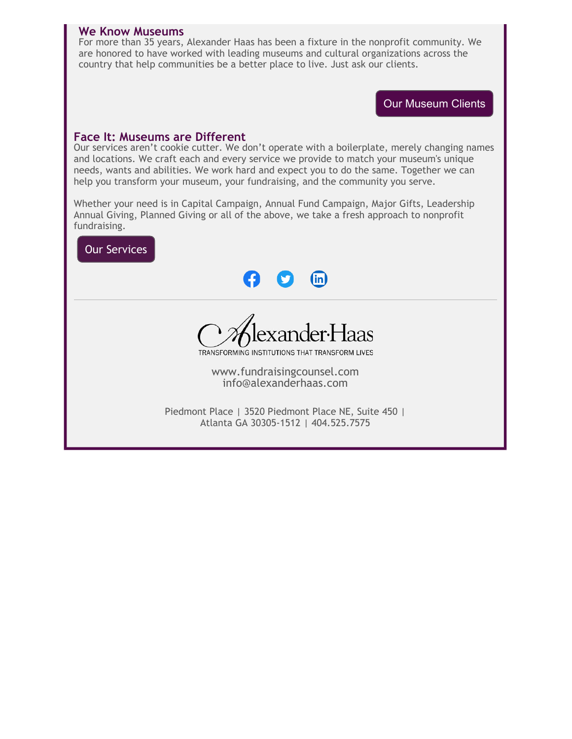## We Know Museums

For more than 35 years, Alexander Haas has been a fixture in the nonprofit community. We are honored to have worked with leading museums and cultural organizations across the country that help communities be a better place to live. Just ask our clients.

Our Museum Clients

## Face It: Museums are Different

Our services aren't cookie cutter. We don't operate with a boilerplate, merely changing names and locations. We craft each and every service we provide to match your museum's unique needs, wants and abilities. We work hard and expect you to do the same. Together we can help you transform your museum, your fundraising, and the community you serve.

Whether your need is in Capital Campaign, Annual Fund Campaign, Major Gifts, Leadership Annual Giving, Planned Giving or all of the above, we take a fresh approach to nonprofit fundraising.

Our Services

---

Alexander·Haas

TRANSFORMING INSTITUTIONS THAT TRANSFORM LIVES

www.fundraisingcounsel.com
info@alexanderhaas.com

Piedmont Place | 3520 Piedmont Place NE, Suite 450 | Atlanta GA 30305-1512 | 404.525.7575